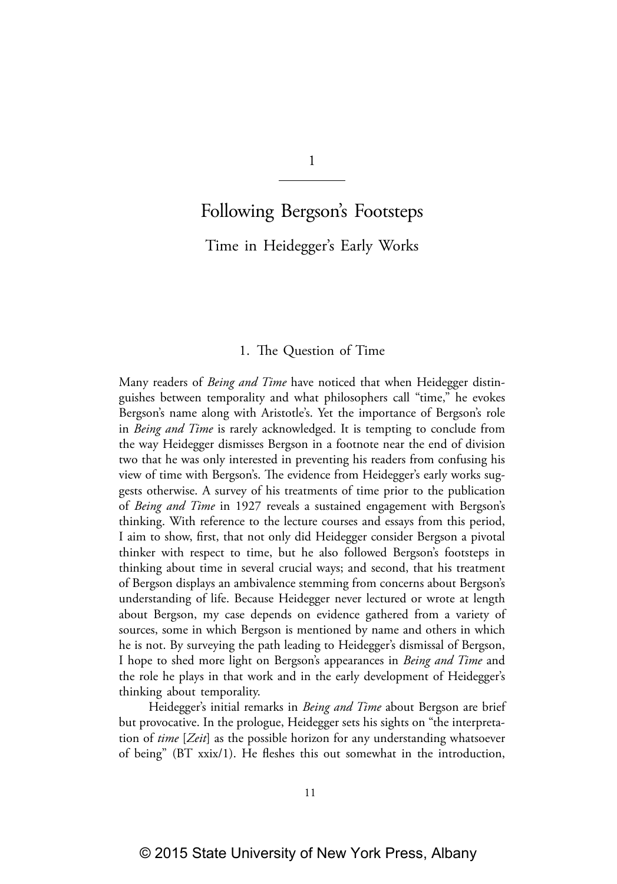# 1

# Following Bergson's Footsteps

## Time in Heidegger's Early Works

### 1. The Question of Time

Many readers of *Being and Time* have noticed that when Heidegger distinguishes between temporality and what philosophers call "time," he evokes Bergson's name along with Aristotle's. Yet the importance of Bergson's role in *Being and Time* is rarely acknowledged. It is tempting to conclude from the way Heidegger dismisses Bergson in a footnote near the end of division two that he was only interested in preventing his readers from confusing his view of time with Bergson's. The evidence from Heidegger's early works suggests otherwise. A survey of his treatments of time prior to the publication of *Being and Time* in 1927 reveals a sustained engagement with Bergson's thinking. With reference to the lecture courses and essays from this period, I aim to show, first, that not only did Heidegger consider Bergson a pivotal thinker with respect to time, but he also followed Bergson's footsteps in thinking about time in several crucial ways; and second, that his treatment of Bergson displays an ambivalence stemming from concerns about Bergson's understanding of life. Because Heidegger never lectured or wrote at length about Bergson, my case depends on evidence gathered from a variety of sources, some in which Bergson is mentioned by name and others in which he is not. By surveying the path leading to Heidegger's dismissal of Bergson, I hope to shed more light on Bergson's appearances in *Being and Time* and the role he plays in that work and in the early development of Heidegger's thinking about temporality.

Heidegger's initial remarks in *Being and Time* about Bergson are brief but provocative. In the prologue, Heidegger sets his sights on "the interpretation of *time* [*Zeit*] as the possible horizon for any understanding whatsoever of being" (BT xxix/1). He fleshes this out somewhat in the introduction,

© 2015 State University of New York Press, Albany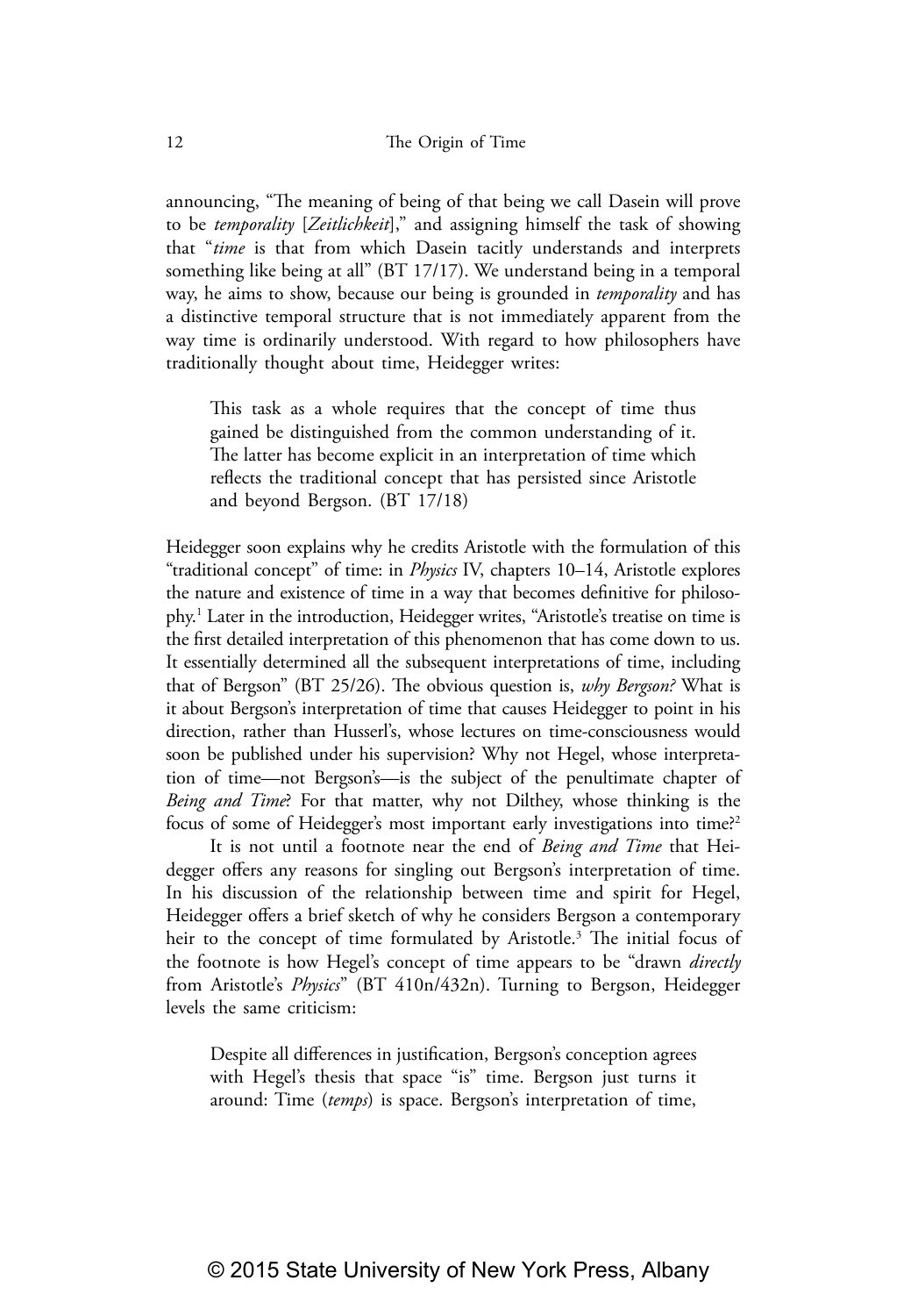announcing, "The meaning of being of that being we call Dasein will prove to be *temporality* [*Zeitlichkeit*]," and assigning himself the task of showing that "*time* is that from which Dasein tacitly understands and interprets something like being at all" (BT 17/17). We understand being in a temporal way, he aims to show, because our being is grounded in *temporality* and has a distinctive temporal structure that is not immediately apparent from the way time is ordinarily understood. With regard to how philosophers have traditionally thought about time, Heidegger writes:

> This task as a whole requires that the concept of time thus gained be distinguished from the common understanding of it. The latter has become explicit in an interpretation of time which reflects the traditional concept that has persisted since Aristotle and beyond Bergson. (BT 17/18)

Heidegger soon explains why he credits Aristotle with the formulation of this "traditional concept" of time: in *Physics* IV, chapters 10–14, Aristotle explores the nature and existence of time in a way that becomes definitive for philosophy.[1] Later in the introduction, Heidegger writes, "Aristotle's treatise on time is the first detailed interpretation of this phenomenon that has come down to us. It essentially determined all the subsequent interpretations of time, including that of Bergson" (BT 25/26). The obvious question is, *why Bergson?* What is it about Bergson's interpretation of time that causes Heidegger to point in his direction, rather than Husserl's, whose lectures on time-consciousness would soon be published under his supervision? Why not Hegel, whose interpretation of time—not Bergson's—is the subject of the penultimate chapter of *Being and Time*? For that matter, why not Dilthey, whose thinking is the focus of some of Heidegger's most important early investigations into time?[2]

It is not until a footnote near the end of *Being and Time* that Heidegger offers any reasons for singling out Bergson's interpretation of time. In his discussion of the relationship between time and spirit for Hegel, Heidegger offers a brief sketch of why he considers Bergson a contemporary heir to the concept of time formulated by Aristotle.[3] The initial focus of the footnote is how Hegel's concept of time appears to be "drawn *directly* from Aristotle's *Physics*" (BT 410n/432n). Turning to Bergson, Heidegger levels the same criticism:

> Despite all differences in justification, Bergson's conception agrees with Hegel's thesis that space "is" time. Bergson just turns it around: Time (*temps*) is space. Bergson's interpretation of time,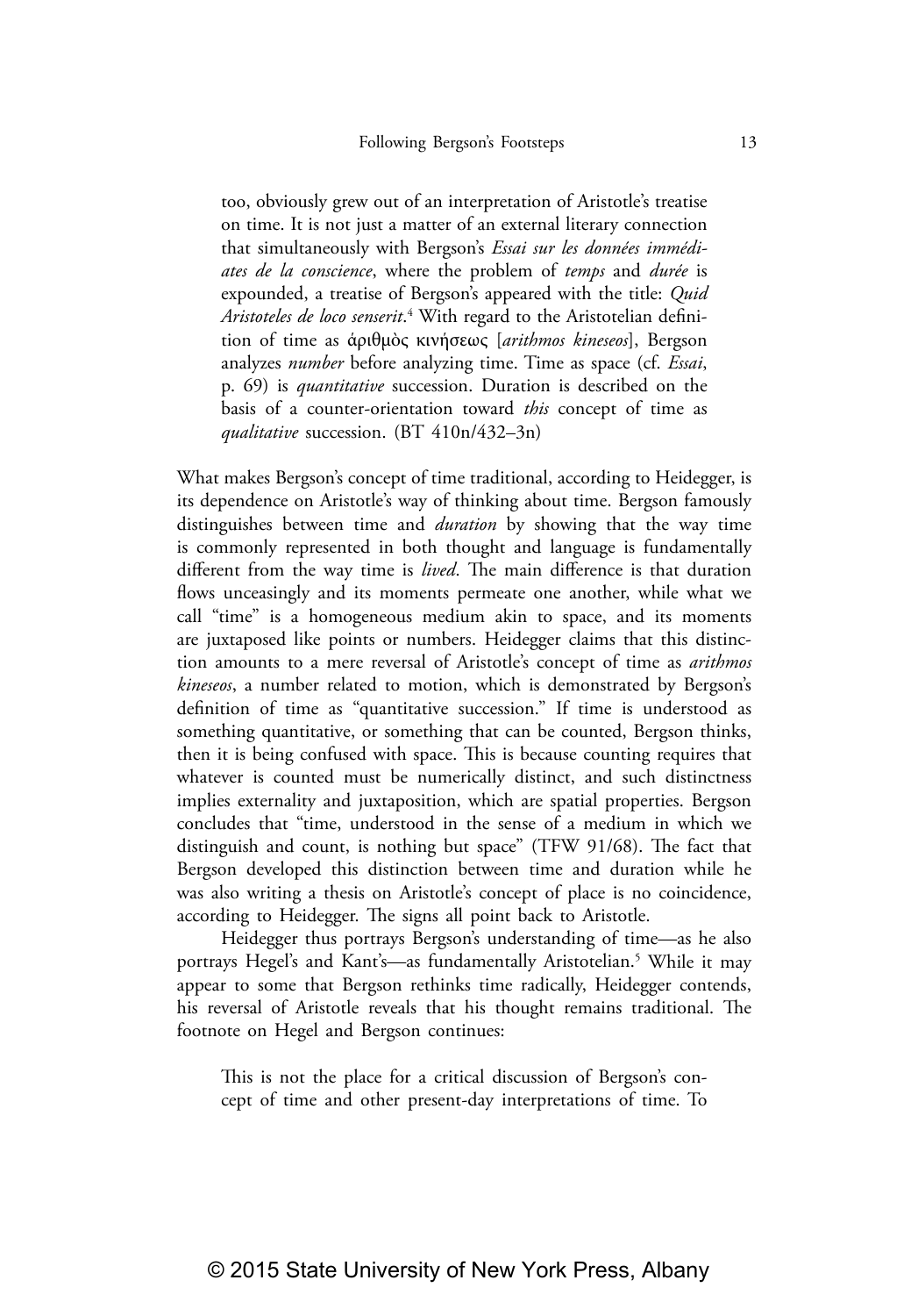> too, obviously grew out of an interpretation of Aristotle's treatise on time. It is not just a matter of an external literary connection that simultaneously with Bergson's *Essai sur les données immédiates de la conscience*, where the problem of *temps* and *durée* is expounded, a treatise of Bergson's appeared with the title: *Quid Aristoteles de loco senserit*.[4] With regard to the Aristotelian definition of time as ἀριθμὸς κινήσεως [*arithmos kineseos*], Bergson analyzes *number* before analyzing time. Time as space (cf. *Essai*, p. 69) is *quantitative* succession. Duration is described on the basis of a counter-orientation toward *this* concept of time as *qualitative* succession. (BT 410n/432–3n)

What makes Bergson's concept of time traditional, according to Heidegger, is its dependence on Aristotle's way of thinking about time. Bergson famously distinguishes between time and *duration* by showing that the way time is commonly represented in both thought and language is fundamentally different from the way time is *lived*. The main difference is that duration flows unceasingly and its moments permeate one another, while what we call "time" is a homogeneous medium akin to space, and its moments are juxtaposed like points or numbers. Heidegger claims that this distinction amounts to a mere reversal of Aristotle's concept of time as *arithmos kineseos*, a number related to motion, which is demonstrated by Bergson's definition of time as "quantitative succession." If time is understood as something quantitative, or something that can be counted, Bergson thinks, then it is being confused with space. This is because counting requires that whatever is counted must be numerically distinct, and such distinctness implies externality and juxtaposition, which are spatial properties. Bergson concludes that "time, understood in the sense of a medium in which we distinguish and count, is nothing but space" (TFW 91/68). The fact that Bergson developed this distinction between time and duration while he was also writing a thesis on Aristotle's concept of place is no coincidence, according to Heidegger. The signs all point back to Aristotle.

Heidegger thus portrays Bergson's understanding of time—as he also portrays Hegel's and Kant's—as fundamentally Aristotelian.[5] While it may appear to some that Bergson rethinks time radically, Heidegger contends, his reversal of Aristotle reveals that his thought remains traditional. The footnote on Hegel and Bergson continues:

> This is not the place for a critical discussion of Bergson's concept of time and other present-day interpretations of time. To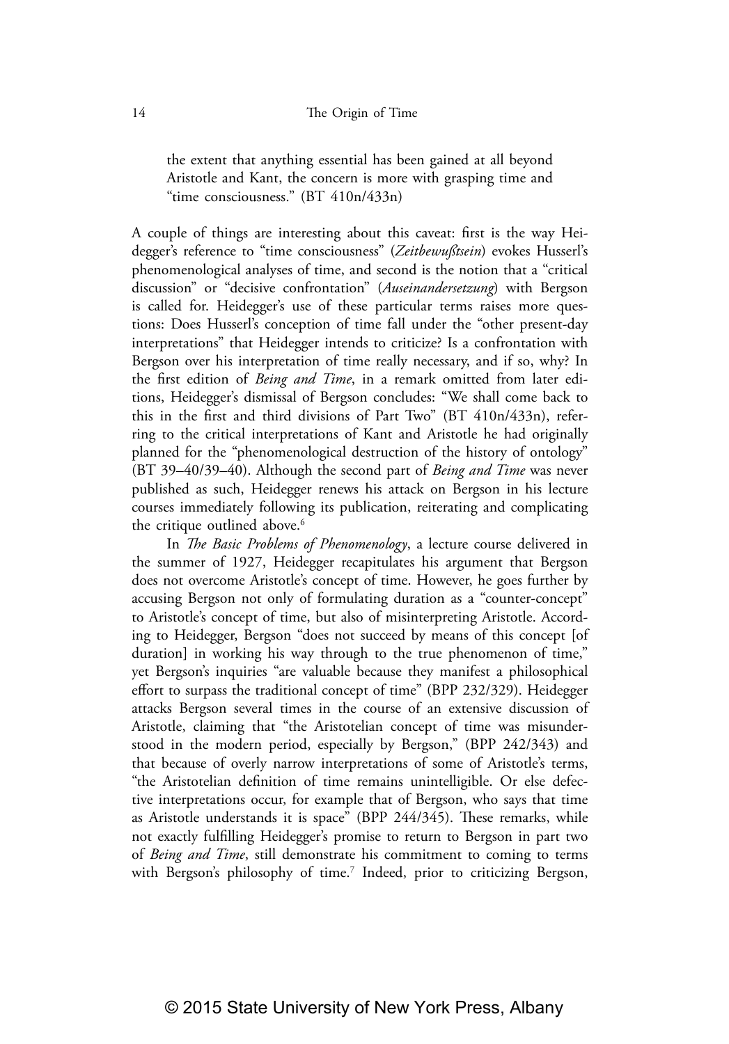> the extent that anything essential has been gained at all beyond Aristotle and Kant, the concern is more with grasping time and "time consciousness." (BT 410n/433n)

A couple of things are interesting about this caveat: first is the way Heidegger's reference to "time consciousness" (*Zeitbewußtsein*) evokes Husserl's phenomenological analyses of time, and second is the notion that a "critical discussion" or "decisive confrontation" (*Auseinandersetzung*) with Bergson is called for. Heidegger's use of these particular terms raises more questions: Does Husserl's conception of time fall under the "other present-day interpretations" that Heidegger intends to criticize? Is a confrontation with Bergson over his interpretation of time really necessary, and if so, why? In the first edition of *Being and Time*, in a remark omitted from later editions, Heidegger's dismissal of Bergson concludes: "We shall come back to this in the first and third divisions of Part Two" (BT 410n/433n), referring to the critical interpretations of Kant and Aristotle he had originally planned for the "phenomenological destruction of the history of ontology" (BT 39–40/39–40). Although the second part of *Being and Time* was never published as such, Heidegger renews his attack on Bergson in his lecture courses immediately following its publication, reiterating and complicating the critique outlined above.[6]

In *The Basic Problems of Phenomenology*, a lecture course delivered in the summer of 1927, Heidegger recapitulates his argument that Bergson does not overcome Aristotle's concept of time. However, he goes further by accusing Bergson not only of formulating duration as a "counter-concept" to Aristotle's concept of time, but also of misinterpreting Aristotle. According to Heidegger, Bergson "does not succeed by means of this concept [of duration] in working his way through to the true phenomenon of time," yet Bergson's inquiries "are valuable because they manifest a philosophical effort to surpass the traditional concept of time" (BPP 232/329). Heidegger attacks Bergson several times in the course of an extensive discussion of Aristotle, claiming that "the Aristotelian concept of time was misunderstood in the modern period, especially by Bergson," (BPP 242/343) and that because of overly narrow interpretations of some of Aristotle's terms, "the Aristotelian definition of time remains unintelligible. Or else defective interpretations occur, for example that of Bergson, who says that time as Aristotle understands it is space" (BPP 244/345). These remarks, while not exactly fulfilling Heidegger's promise to return to Bergson in part two of *Being and Time*, still demonstrate his commitment to coming to terms with Bergson's philosophy of time.[7] Indeed, prior to criticizing Bergson,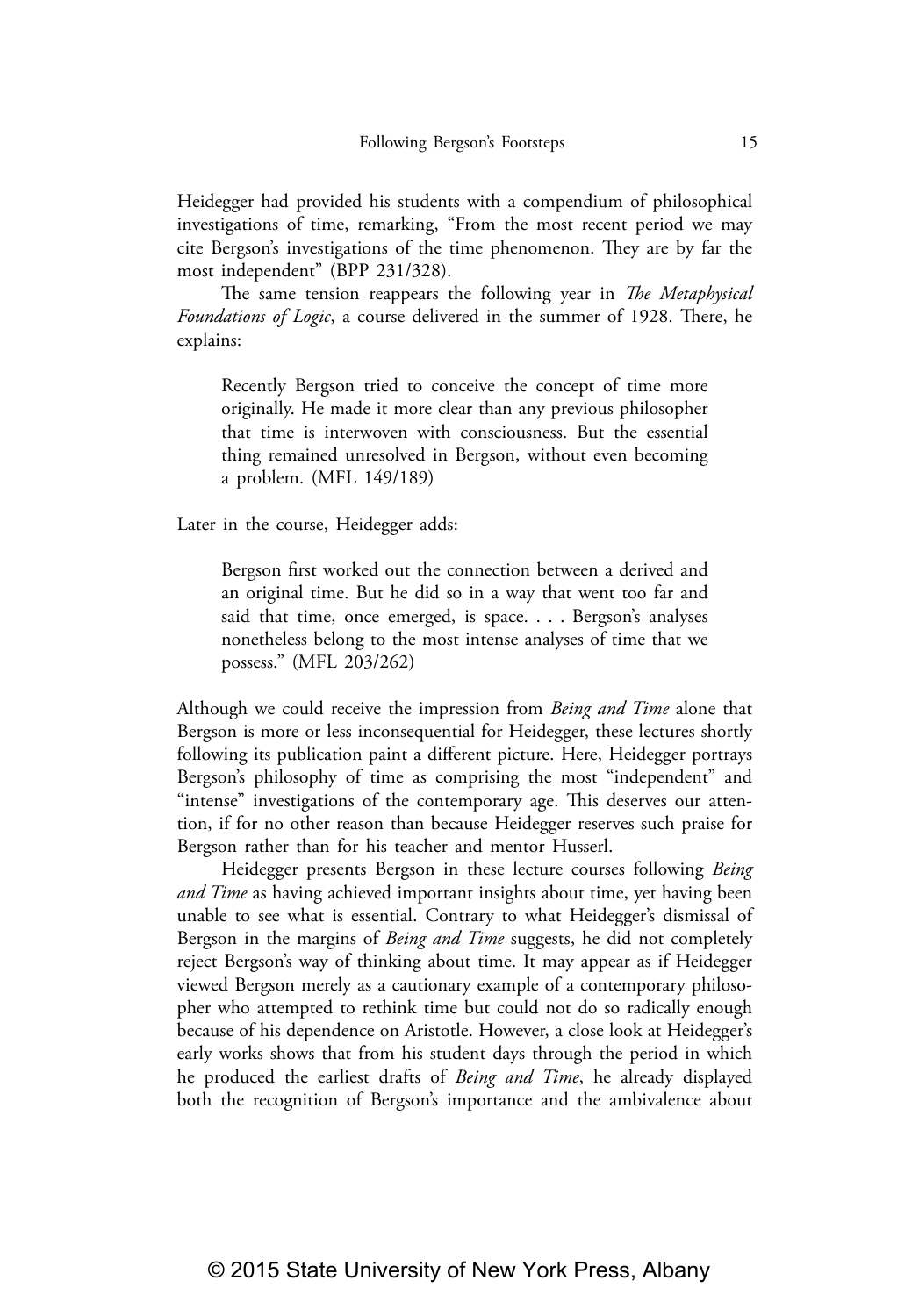Heidegger had provided his students with a compendium of philosophical investigations of time, remarking, "From the most recent period we may cite Bergson's investigations of the time phenomenon. They are by far the most independent" (BPP 231/328).

The same tension reappears the following year in *The Metaphysical Foundations of Logic*, a course delivered in the summer of 1928. There, he explains:

> Recently Bergson tried to conceive the concept of time more originally. He made it more clear than any previous philosopher that time is interwoven with consciousness. But the essential thing remained unresolved in Bergson, without even becoming a problem. (MFL 149/189)

Later in the course, Heidegger adds:

> Bergson first worked out the connection between a derived and an original time. But he did so in a way that went too far and said that time, once emerged, is space. . . . Bergson's analyses nonetheless belong to the most intense analyses of time that we possess." (MFL 203/262)

Although we could receive the impression from *Being and Time* alone that Bergson is more or less inconsequential for Heidegger, these lectures shortly following its publication paint a different picture. Here, Heidegger portrays Bergson's philosophy of time as comprising the most "independent" and "intense" investigations of the contemporary age. This deserves our attention, if for no other reason than because Heidegger reserves such praise for Bergson rather than for his teacher and mentor Husserl.

Heidegger presents Bergson in these lecture courses following *Being and Time* as having achieved important insights about time, yet having been unable to see what is essential. Contrary to what Heidegger's dismissal of Bergson in the margins of *Being and Time* suggests, he did not completely reject Bergson's way of thinking about time. It may appear as if Heidegger viewed Bergson merely as a cautionary example of a contemporary philosopher who attempted to rethink time but could not do so radically enough because of his dependence on Aristotle. However, a close look at Heidegger's early works shows that from his student days through the period in which he produced the earliest drafts of *Being and Time*, he already displayed both the recognition of Bergson's importance and the ambivalence about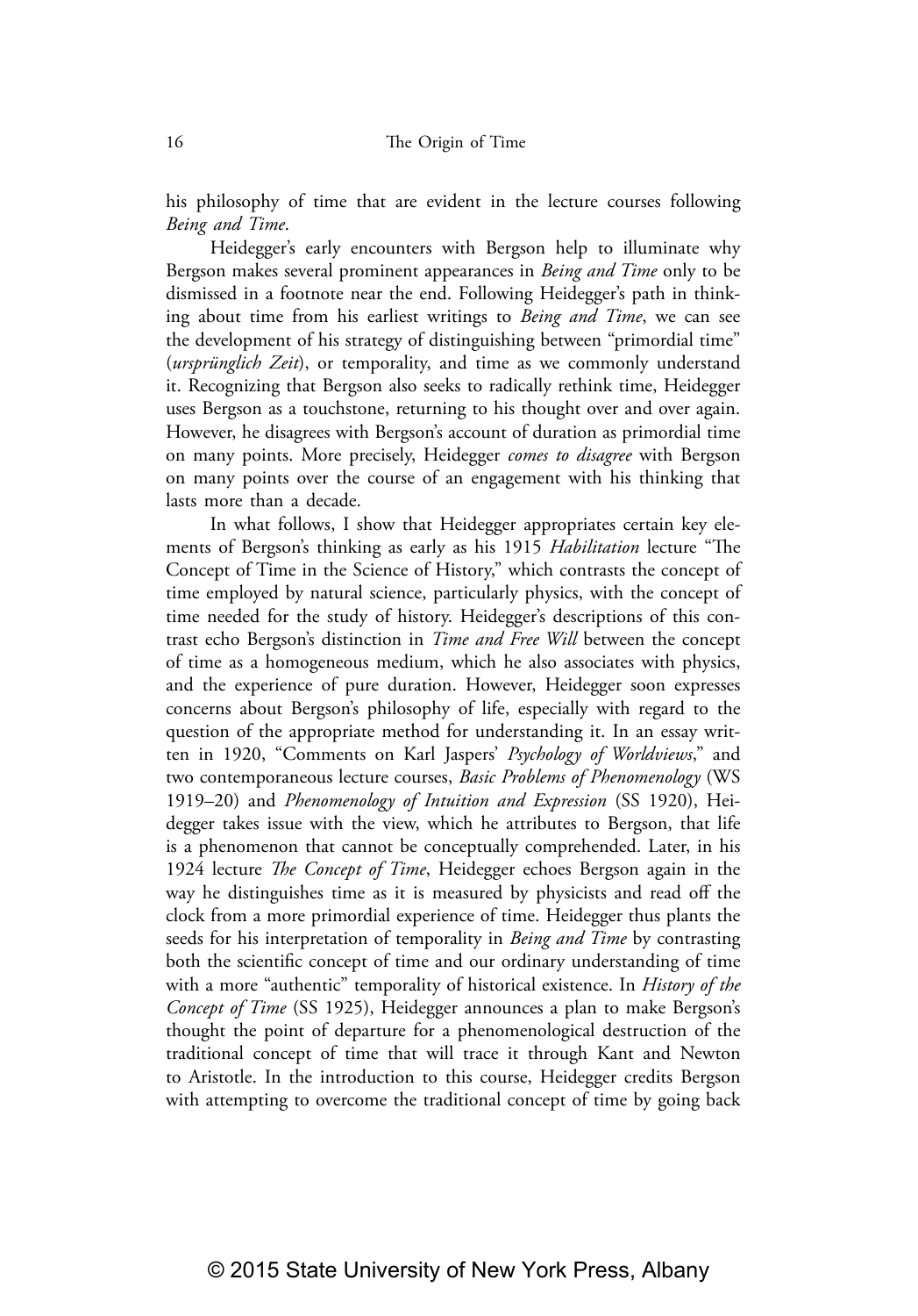his philosophy of time that are evident in the lecture courses following *Being and Time*.

Heidegger's early encounters with Bergson help to illuminate why Bergson makes several prominent appearances in *Being and Time* only to be dismissed in a footnote near the end. Following Heidegger's path in thinking about time from his earliest writings to *Being and Time*, we can see the development of his strategy of distinguishing between "primordial time" (*ursprünglich Zeit*), or temporality, and time as we commonly understand it. Recognizing that Bergson also seeks to radically rethink time, Heidegger uses Bergson as a touchstone, returning to his thought over and over again. However, he disagrees with Bergson's account of duration as primordial time on many points. More precisely, Heidegger *comes to disagree* with Bergson on many points over the course of an engagement with his thinking that lasts more than a decade.

In what follows, I show that Heidegger appropriates certain key elements of Bergson's thinking as early as his 1915 *Habilitation* lecture "The Concept of Time in the Science of History," which contrasts the concept of time employed by natural science, particularly physics, with the concept of time needed for the study of history. Heidegger's descriptions of this contrast echo Bergson's distinction in *Time and Free Will* between the concept of time as a homogeneous medium, which he also associates with physics, and the experience of pure duration. However, Heidegger soon expresses concerns about Bergson's philosophy of life, especially with regard to the question of the appropriate method for understanding it. In an essay written in 1920, "Comments on Karl Jaspers' *Psychology of Worldviews*," and two contemporaneous lecture courses, *Basic Problems of Phenomenology* (WS 1919–20) and *Phenomenology of Intuition and Expression* (SS 1920), Heidegger takes issue with the view, which he attributes to Bergson, that life is a phenomenon that cannot be conceptually comprehended. Later, in his 1924 lecture *The Concept of Time*, Heidegger echoes Bergson again in the way he distinguishes time as it is measured by physicists and read off the clock from a more primordial experience of time. Heidegger thus plants the seeds for his interpretation of temporality in *Being and Time* by contrasting both the scientific concept of time and our ordinary understanding of time with a more "authentic" temporality of historical existence. In *History of the Concept of Time* (SS 1925), Heidegger announces a plan to make Bergson's thought the point of departure for a phenomenological destruction of the traditional concept of time that will trace it through Kant and Newton to Aristotle. In the introduction to this course, Heidegger credits Bergson with attempting to overcome the traditional concept of time by going back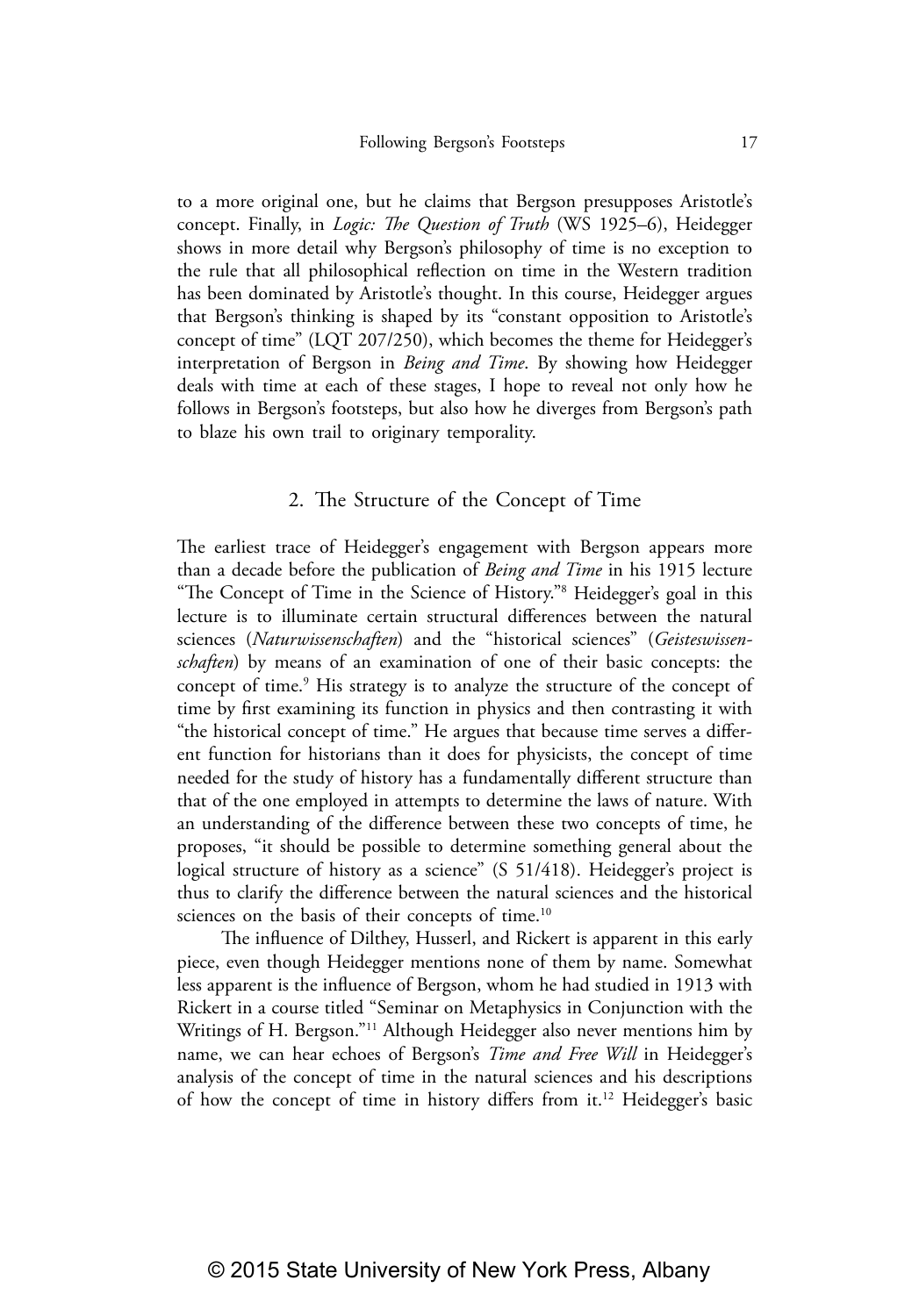to a more original one, but he claims that Bergson presupposes Aristotle's concept. Finally, in *Logic: The Question of Truth* (WS 1925–6), Heidegger shows in more detail why Bergson's philosophy of time is no exception to the rule that all philosophical reflection on time in the Western tradition has been dominated by Aristotle's thought. In this course, Heidegger argues that Bergson's thinking is shaped by its "constant opposition to Aristotle's concept of time" (LQT 207/250), which becomes the theme for Heidegger's interpretation of Bergson in *Being and Time*. By showing how Heidegger deals with time at each of these stages, I hope to reveal not only how he follows in Bergson's footsteps, but also how he diverges from Bergson's path to blaze his own trail to originary temporality.

## 2. The Structure of the Concept of Time

The earliest trace of Heidegger's engagement with Bergson appears more than a decade before the publication of *Being and Time* in his 1915 lecture "The Concept of Time in the Science of History."[8] Heidegger's goal in this lecture is to illuminate certain structural differences between the natural sciences (*Naturwissenschaften*) and the "historical sciences" (*Geisteswissenschaften*) by means of an examination of one of their basic concepts: the concept of time.[9] His strategy is to analyze the structure of the concept of time by first examining its function in physics and then contrasting it with "the historical concept of time." He argues that because time serves a different function for historians than it does for physicists, the concept of time needed for the study of history has a fundamentally different structure than that of the one employed in attempts to determine the laws of nature. With an understanding of the difference between these two concepts of time, he proposes, "it should be possible to determine something general about the logical structure of history as a science" (S 51/418). Heidegger's project is thus to clarify the difference between the natural sciences and the historical sciences on the basis of their concepts of time.[10]

The influence of Dilthey, Husserl, and Rickert is apparent in this early piece, even though Heidegger mentions none of them by name. Somewhat less apparent is the influence of Bergson, whom he had studied in 1913 with Rickert in a course titled "Seminar on Metaphysics in Conjunction with the Writings of H. Bergson."[11] Although Heidegger also never mentions him by name, we can hear echoes of Bergson's *Time and Free Will* in Heidegger's analysis of the concept of time in the natural sciences and his descriptions of how the concept of time in history differs from it.[12] Heidegger's basic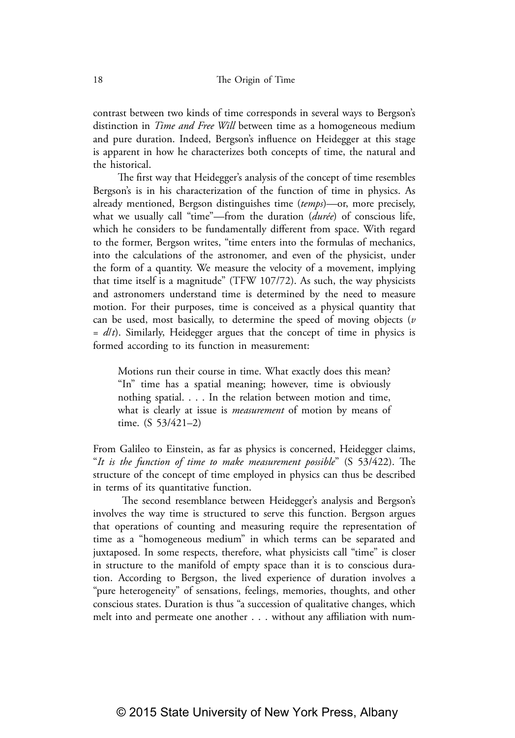contrast between two kinds of time corresponds in several ways to Bergson's distinction in *Time and Free Will* between time as a homogeneous medium and pure duration. Indeed, Bergson's influence on Heidegger at this stage is apparent in how he characterizes both concepts of time, the natural and the historical.

The first way that Heidegger's analysis of the concept of time resembles Bergson's is in his characterization of the function of time in physics. As already mentioned, Bergson distinguishes time (*temps*)—or, more precisely, what we usually call "time"—from the duration (*durée*) of conscious life, which he considers to be fundamentally different from space. With regard to the former, Bergson writes, "time enters into the formulas of mechanics, into the calculations of the astronomer, and even of the physicist, under the form of a quantity. We measure the velocity of a movement, implying that time itself is a magnitude" (TFW 107/72). As such, the way physicists and astronomers understand time is determined by the need to measure motion. For their purposes, time is conceived as a physical quantity that can be used, most basically, to determine the speed of moving objects ($v = d/t$). Similarly, Heidegger argues that the concept of time in physics is formed according to its function in measurement:

> Motions run their course in time. What exactly does this mean? "In" time has a spatial meaning; however, time is obviously nothing spatial. . . . In the relation between motion and time, what is clearly at issue is *measurement* of motion by means of time. (S 53/421–2)

From Galileo to Einstein, as far as physics is concerned, Heidegger claims, "*It is the function of time to make measurement possible*" (S 53/422). The structure of the concept of time employed in physics can thus be described in terms of its quantitative function.

The second resemblance between Heidegger's analysis and Bergson's involves the way time is structured to serve this function. Bergson argues that operations of counting and measuring require the representation of time as a "homogeneous medium" in which terms can be separated and juxtaposed. In some respects, therefore, what physicists call "time" is closer in structure to the manifold of empty space than it is to conscious duration. According to Bergson, the lived experience of duration involves a "pure heterogeneity" of sensations, feelings, memories, thoughts, and other conscious states. Duration is thus "a succession of qualitative changes, which melt into and permeate one another . . . without any affiliation with num-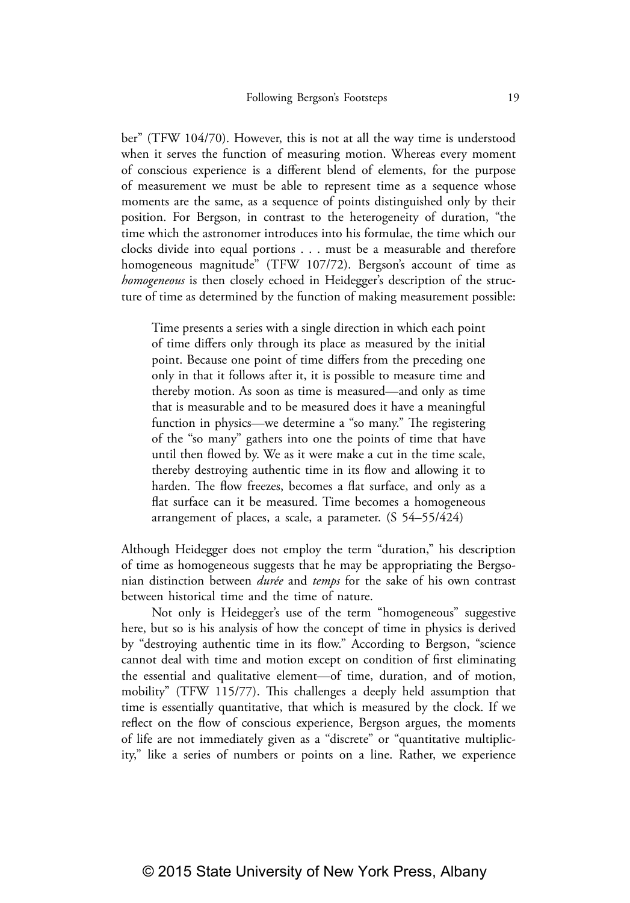ber" (TFW 104/70). However, this is not at all the way time is understood when it serves the function of measuring motion. Whereas every moment of conscious experience is a different blend of elements, for the purpose of measurement we must be able to represent time as a sequence whose moments are the same, as a sequence of points distinguished only by their position. For Bergson, in contrast to the heterogeneity of duration, "the time which the astronomer introduces into his formulae, the time which our clocks divide into equal portions . . . must be a measurable and therefore homogeneous magnitude" (TFW 107/72). Bergson's account of time as *homogeneous* is then closely echoed in Heidegger's description of the structure of time as determined by the function of making measurement possible:

> Time presents a series with a single direction in which each point of time differs only through its place as measured by the initial point. Because one point of time differs from the preceding one only in that it follows after it, it is possible to measure time and thereby motion. As soon as time is measured—and only as time that is measurable and to be measured does it have a meaningful function in physics—we determine a "so many." The registering of the "so many" gathers into one the points of time that have until then flowed by. We as it were make a cut in the time scale, thereby destroying authentic time in its flow and allowing it to harden. The flow freezes, becomes a flat surface, and only as a flat surface can it be measured. Time becomes a homogeneous arrangement of places, a scale, a parameter. (S 54–55/424)

Although Heidegger does not employ the term "duration," his description of time as homogeneous suggests that he may be appropriating the Bergsonian distinction between *durée* and *temps* for the sake of his own contrast between historical time and the time of nature.

Not only is Heidegger's use of the term "homogeneous" suggestive here, but so is his analysis of how the concept of time in physics is derived by "destroying authentic time in its flow." According to Bergson, "science cannot deal with time and motion except on condition of first eliminating the essential and qualitative element—of time, duration, and of motion, mobility" (TFW 115/77). This challenges a deeply held assumption that time is essentially quantitative, that which is measured by the clock. If we reflect on the flow of conscious experience, Bergson argues, the moments of life are not immediately given as a "discrete" or "quantitative multiplicity," like a series of numbers or points on a line. Rather, we experience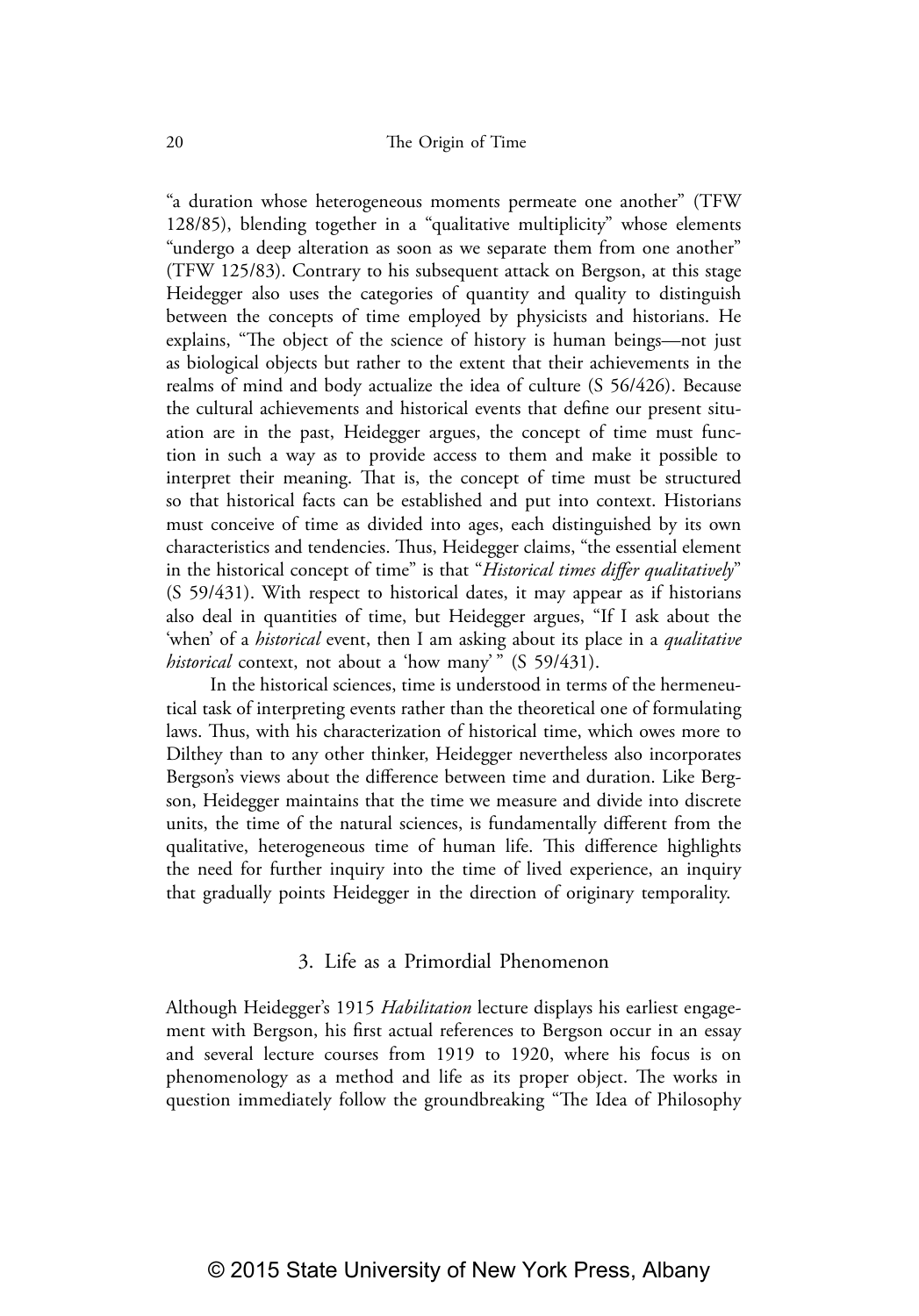"a duration whose heterogeneous moments permeate one another" (TFW 128/85), blending together in a "qualitative multiplicity" whose elements "undergo a deep alteration as soon as we separate them from one another" (TFW 125/83). Contrary to his subsequent attack on Bergson, at this stage Heidegger also uses the categories of quantity and quality to distinguish between the concepts of time employed by physicists and historians. He explains, "The object of the science of history is human beings—not just as biological objects but rather to the extent that their achievements in the realms of mind and body actualize the idea of culture (S 56/426). Because the cultural achievements and historical events that define our present situation are in the past, Heidegger argues, the concept of time must function in such a way as to provide access to them and make it possible to interpret their meaning. That is, the concept of time must be structured so that historical facts can be established and put into context. Historians must conceive of time as divided into ages, each distinguished by its own characteristics and tendencies. Thus, Heidegger claims, "the essential element in the historical concept of time" is that "*Historical times differ qualitatively*" (S 59/431). With respect to historical dates, it may appear as if historians also deal in quantities of time, but Heidegger argues, "If I ask about the 'when' of a *historical* event, then I am asking about its place in a *qualitative historical* context, not about a 'how many' " (S 59/431).

In the historical sciences, time is understood in terms of the hermeneutical task of interpreting events rather than the theoretical one of formulating laws. Thus, with his characterization of historical time, which owes more to Dilthey than to any other thinker, Heidegger nevertheless also incorporates Bergson's views about the difference between time and duration. Like Bergson, Heidegger maintains that the time we measure and divide into discrete units, the time of the natural sciences, is fundamentally different from the qualitative, heterogeneous time of human life. This difference highlights the need for further inquiry into the time of lived experience, an inquiry that gradually points Heidegger in the direction of originary temporality.

## 3. Life as a Primordial Phenomenon

Although Heidegger's 1915 *Habilitation* lecture displays his earliest engagement with Bergson, his first actual references to Bergson occur in an essay and several lecture courses from 1919 to 1920, where his focus is on phenomenology as a method and life as its proper object. The works in question immediately follow the groundbreaking "The Idea of Philosophy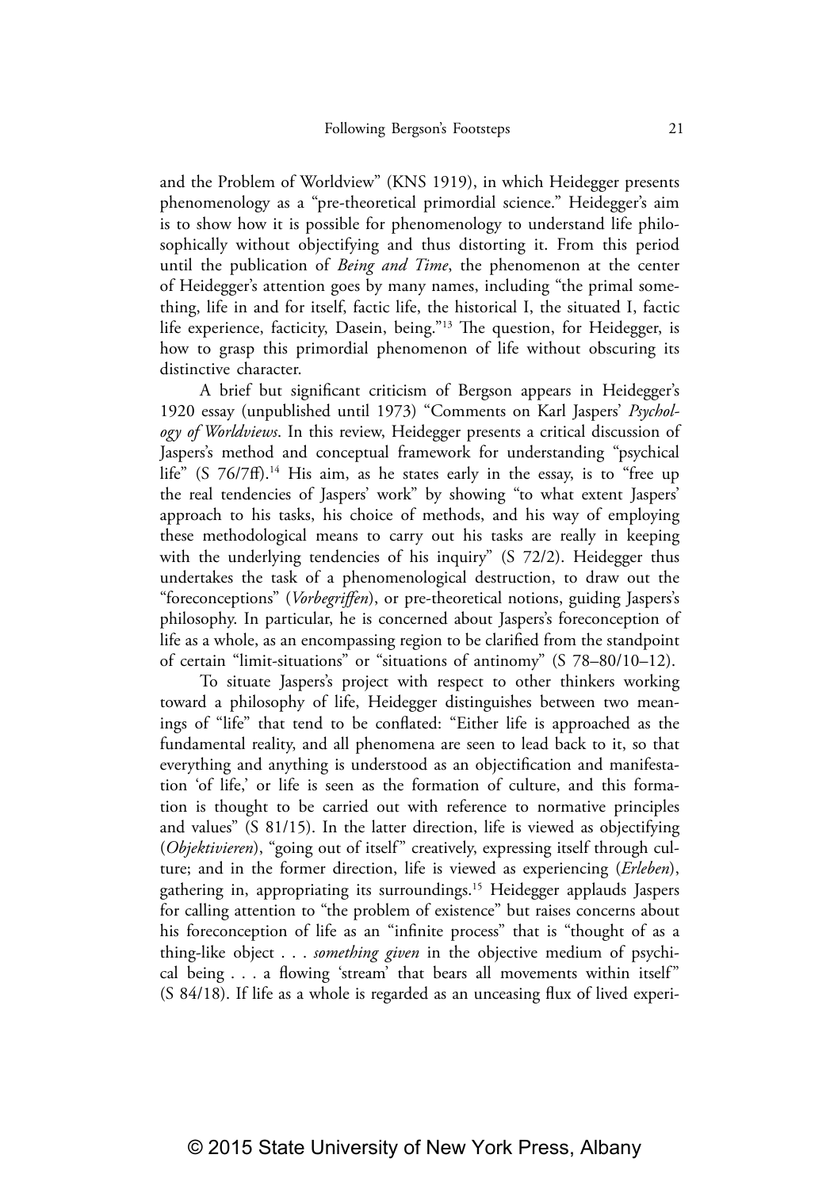and the Problem of Worldview" (KNS 1919), in which Heidegger presents phenomenology as a "pre-theoretical primordial science." Heidegger's aim is to show how it is possible for phenomenology to understand life philosophically without objectifying and thus distorting it. From this period until the publication of *Being and Time*, the phenomenon at the center of Heidegger's attention goes by many names, including "the primal something, life in and for itself, factic life, the historical I, the situated I, factic life experience, facticity, Dasein, being."[13] The question, for Heidegger, is how to grasp this primordial phenomenon of life without obscuring its distinctive character.

A brief but significant criticism of Bergson appears in Heidegger's 1920 essay (unpublished until 1973) "Comments on Karl Jaspers' *Psychology of Worldviews*. In this review, Heidegger presents a critical discussion of Jaspers's method and conceptual framework for understanding "psychical life" (S 76/7ff).[14] His aim, as he states early in the essay, is to "free up the real tendencies of Jaspers' work" by showing "to what extent Jaspers' approach to his tasks, his choice of methods, and his way of employing these methodological means to carry out his tasks are really in keeping with the underlying tendencies of his inquiry" (S 72/2). Heidegger thus undertakes the task of a phenomenological destruction, to draw out the "foreconceptions" (*Vorbegriffen*), or pre-theoretical notions, guiding Jaspers's philosophy. In particular, he is concerned about Jaspers's foreconception of life as a whole, as an encompassing region to be clarified from the standpoint of certain "limit-situations" or "situations of antinomy" (S 78–80/10–12).

To situate Jaspers's project with respect to other thinkers working toward a philosophy of life, Heidegger distinguishes between two meanings of "life" that tend to be conflated: "Either life is approached as the fundamental reality, and all phenomena are seen to lead back to it, so that everything and anything is understood as an objectification and manifestation 'of life,' or life is seen as the formation of culture, and this formation is thought to be carried out with reference to normative principles and values" (S 81/15). In the latter direction, life is viewed as objectifying (*Objektivieren*), "going out of itself" creatively, expressing itself through culture; and in the former direction, life is viewed as experiencing (*Erleben*), gathering in, appropriating its surroundings.[15] Heidegger applauds Jaspers for calling attention to "the problem of existence" but raises concerns about his foreconception of life as an "infinite process" that is "thought of as a thing-like object . . . *something given* in the objective medium of psychical being . . . a flowing 'stream' that bears all movements within itself" (S 84/18). If life as a whole is regarded as an unceasing flux of lived experi-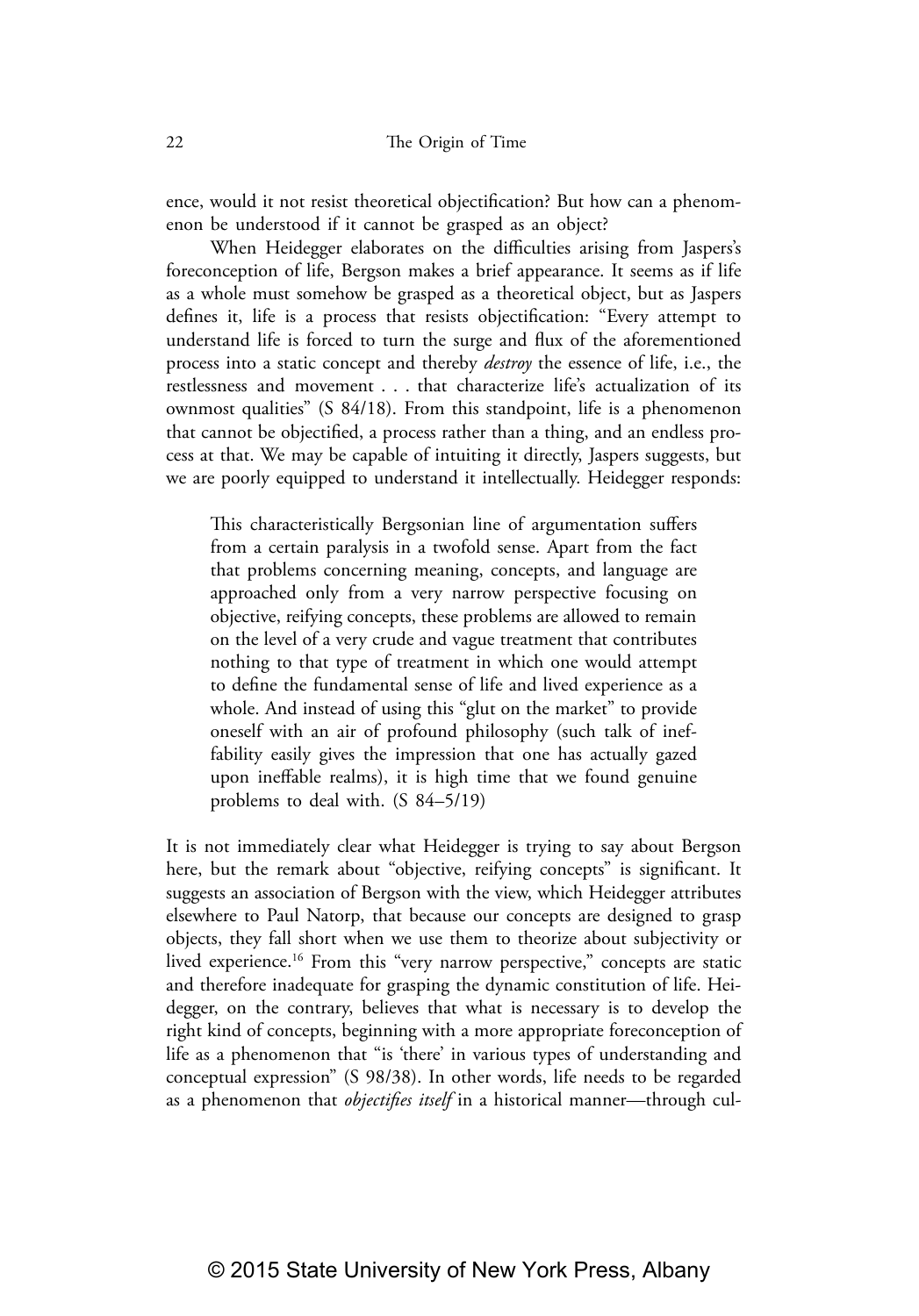ence, would it not resist theoretical objectification? But how can a phenomenon be understood if it cannot be grasped as an object?

When Heidegger elaborates on the difficulties arising from Jaspers's foreconception of life, Bergson makes a brief appearance. It seems as if life as a whole must somehow be grasped as a theoretical object, but as Jaspers defines it, life is a process that resists objectification: "Every attempt to understand life is forced to turn the surge and flux of the aforementioned process into a static concept and thereby *destroy* the essence of life, i.e., the restlessness and movement . . . that characterize life's actualization of its ownmost qualities" (S 84/18). From this standpoint, life is a phenomenon that cannot be objectified, a process rather than a thing, and an endless process at that. We may be capable of intuiting it directly, Jaspers suggests, but we are poorly equipped to understand it intellectually. Heidegger responds:

> This characteristically Bergsonian line of argumentation suffers from a certain paralysis in a twofold sense. Apart from the fact that problems concerning meaning, concepts, and language are approached only from a very narrow perspective focusing on objective, reifying concepts, these problems are allowed to remain on the level of a very crude and vague treatment that contributes nothing to that type of treatment in which one would attempt to define the fundamental sense of life and lived experience as a whole. And instead of using this "glut on the market" to provide oneself with an air of profound philosophy (such talk of ineffability easily gives the impression that one has actually gazed upon ineffable realms), it is high time that we found genuine problems to deal with. (S 84–5/19)

It is not immediately clear what Heidegger is trying to say about Bergson here, but the remark about "objective, reifying concepts" is significant. It suggests an association of Bergson with the view, which Heidegger attributes elsewhere to Paul Natorp, that because our concepts are designed to grasp objects, they fall short when we use them to theorize about subjectivity or lived experience.[16] From this "very narrow perspective," concepts are static and therefore inadequate for grasping the dynamic constitution of life. Heidegger, on the contrary, believes that what is necessary is to develop the right kind of concepts, beginning with a more appropriate foreconception of life as a phenomenon that "is 'there' in various types of understanding and conceptual expression" (S 98/38). In other words, life needs to be regarded as a phenomenon that *objectifies itself* in a historical manner—through cul-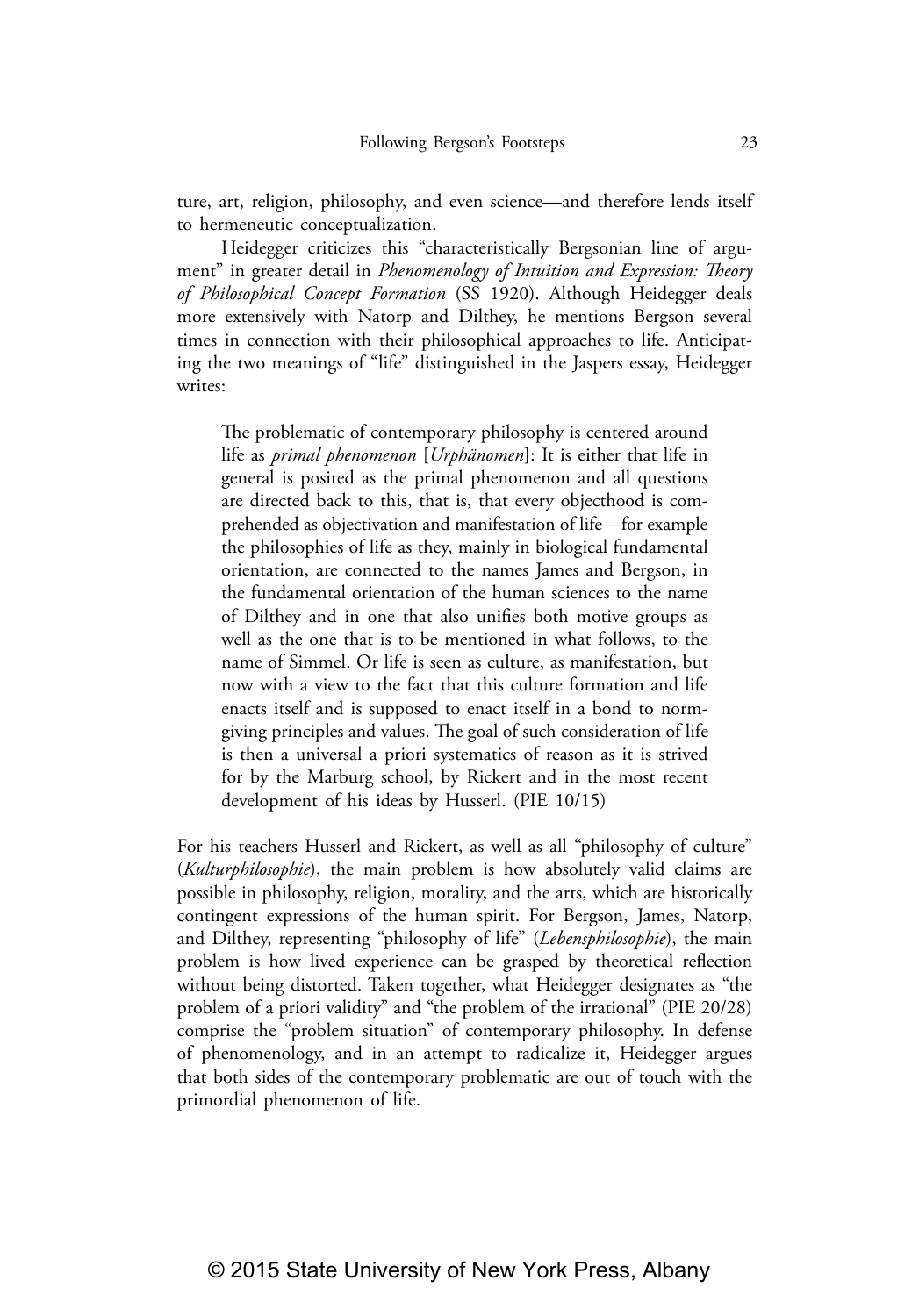ture, art, religion, philosophy, and even science—and therefore lends itself to hermeneutic conceptualization.

Heidegger criticizes this "characteristically Bergsonian line of argument" in greater detail in *Phenomenology of Intuition and Expression: Theory of Philosophical Concept Formation* (SS 1920). Although Heidegger deals more extensively with Natorp and Dilthey, he mentions Bergson several times in connection with their philosophical approaches to life. Anticipating the two meanings of "life" distinguished in the Jaspers essay, Heidegger writes:

> The problematic of contemporary philosophy is centered around life as *primal phenomenon* [*Urphänomen*]: It is either that life in general is posited as the primal phenomenon and all questions are directed back to this, that is, that every objecthood is comprehended as objectivation and manifestation of life—for example the philosophies of life as they, mainly in biological fundamental orientation, are connected to the names James and Bergson, in the fundamental orientation of the human sciences to the name of Dilthey and in one that also unifies both motive groups as well as the one that is to be mentioned in what follows, to the name of Simmel. Or life is seen as culture, as manifestation, but now with a view to the fact that this culture formation and life enacts itself and is supposed to enact itself in a bond to norm-giving principles and values. The goal of such consideration of life is then a universal a priori systematics of reason as it is strived for by the Marburg school, by Rickert and in the most recent development of his ideas by Husserl. (PIE 10/15)

For his teachers Husserl and Rickert, as well as all "philosophy of culture" (*Kulturphilosophie*), the main problem is how absolutely valid claims are possible in philosophy, religion, morality, and the arts, which are historically contingent expressions of the human spirit. For Bergson, James, Natorp, and Dilthey, representing "philosophy of life" (*Lebensphilosophie*), the main problem is how lived experience can be grasped by theoretical reflection without being distorted. Taken together, what Heidegger designates as "the problem of a priori validity" and "the problem of the irrational" (PIE 20/28) comprise the "problem situation" of contemporary philosophy. In defense of phenomenology, and in an attempt to radicalize it, Heidegger argues that both sides of the contemporary problematic are out of touch with the primordial phenomenon of life.

© 2015 State University of New York Press, Albany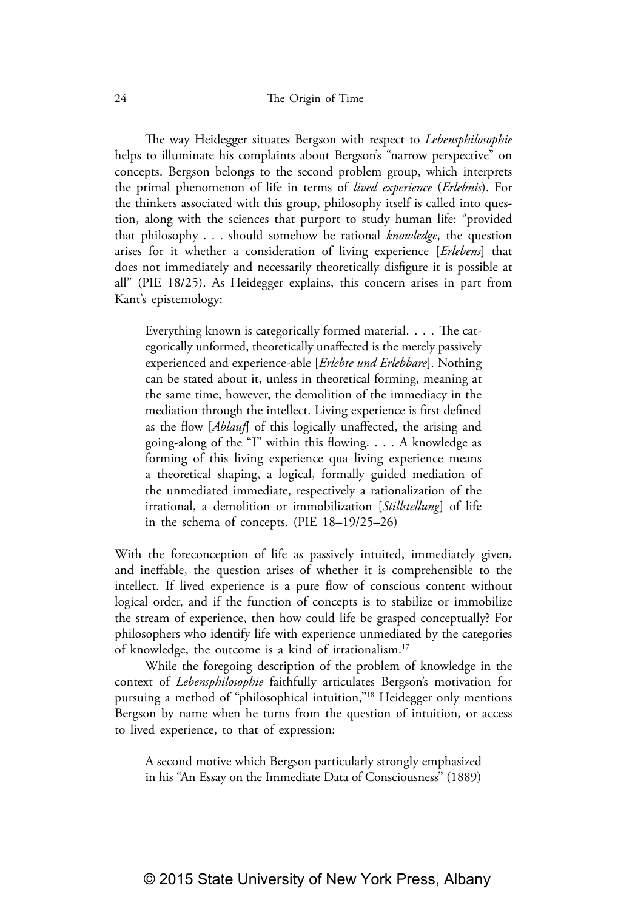The way Heidegger situates Bergson with respect to *Lebensphilosophie* helps to illuminate his complaints about Bergson's "narrow perspective" on concepts. Bergson belongs to the second problem group, which interprets the primal phenomenon of life in terms of *lived experience* (*Erlebnis*). For the thinkers associated with this group, philosophy itself is called into question, along with the sciences that purport to study human life: "provided that philosophy . . . should somehow be rational *knowledge*, the question arises for it whether a consideration of living experience [*Erlebens*] that does not immediately and necessarily theoretically disfigure it is possible at all" (PIE 18/25). As Heidegger explains, this concern arises in part from Kant's epistemology:

> Everything known is categorically formed material. . . . The categorically unformed, theoretically unaffected is the merely passively experienced and experience-able [*Erlebte und Erlebbare*]. Nothing can be stated about it, unless in theoretical forming, meaning at the same time, however, the demolition of the immediacy in the mediation through the intellect. Living experience is first defined as the flow [*Ablauf*] of this logically unaffected, the arising and going-along of the "I" within this flowing. . . . A knowledge as forming of this living experience qua living experience means a theoretical shaping, a logical, formally guided mediation of the unmediated immediate, respectively a rationalization of the irrational, a demolition or immobilization [*Stillstellung*] of life in the schema of concepts. (PIE 18–19/25–26)

With the foreconception of life as passively intuited, immediately given, and ineffable, the question arises of whether it is comprehensible to the intellect. If lived experience is a pure flow of conscious content without logical order, and if the function of concepts is to stabilize or immobilize the stream of experience, then how could life be grasped conceptually? For philosophers who identify life with experience unmediated by the categories of knowledge, the outcome is a kind of irrationalism.[17]

While the foregoing description of the problem of knowledge in the context of *Lebensphilosophie* faithfully articulates Bergson's motivation for pursuing a method of "philosophical intuition,"[18] Heidegger only mentions Bergson by name when he turns from the question of intuition, or access to lived experience, to that of expression:

> A second motive which Bergson particularly strongly emphasized in his "An Essay on the Immediate Data of Consciousness" (1889)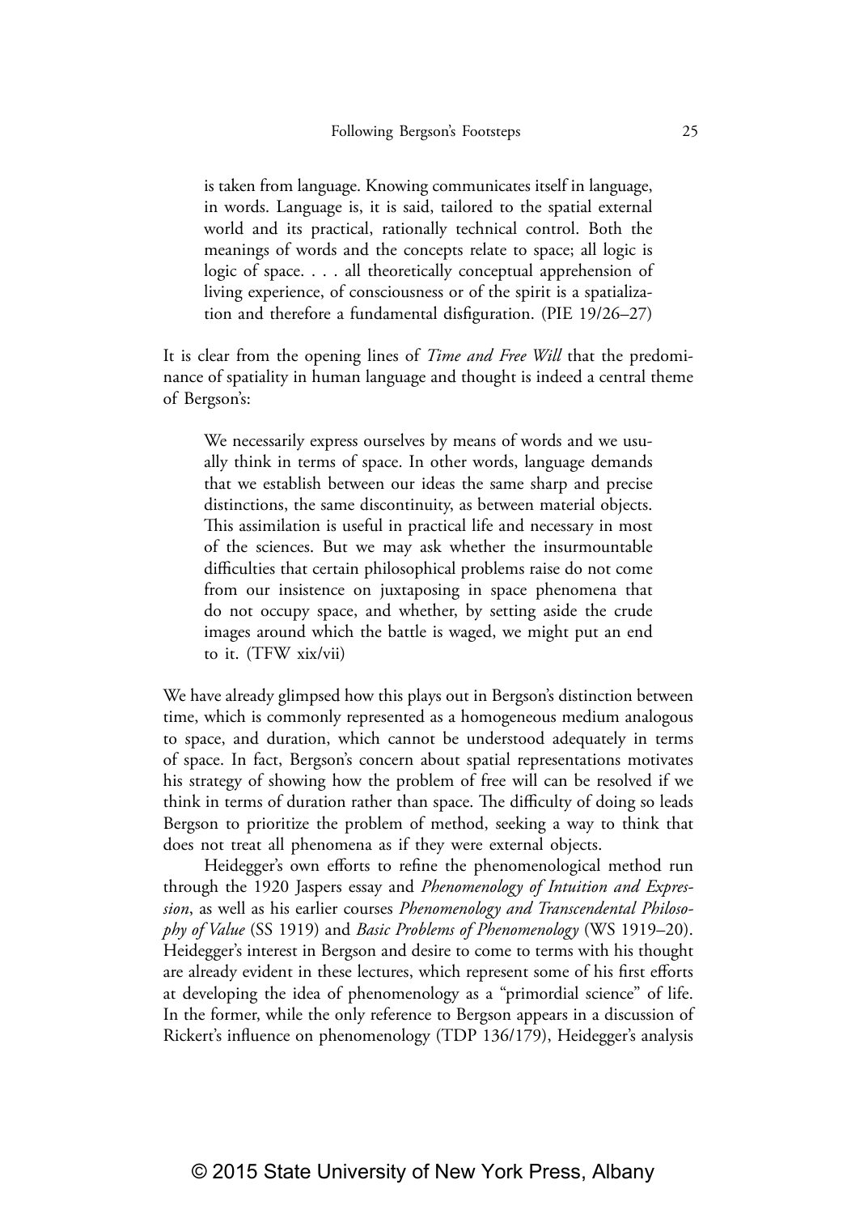> is taken from language. Knowing communicates itself in language, in words. Language is, it is said, tailored to the spatial external world and its practical, rationally technical control. Both the meanings of words and the concepts relate to space; all logic is logic of space. . . . all theoretically conceptual apprehension of living experience, of consciousness or of the spirit is a spatialization and therefore a fundamental disfiguration. (PIE 19/26–27)

It is clear from the opening lines of *Time and Free Will* that the predominance of spatiality in human language and thought is indeed a central theme of Bergson's:

> We necessarily express ourselves by means of words and we usually think in terms of space. In other words, language demands that we establish between our ideas the same sharp and precise distinctions, the same discontinuity, as between material objects. This assimilation is useful in practical life and necessary in most of the sciences. But we may ask whether the insurmountable difficulties that certain philosophical problems raise do not come from our insistence on juxtaposing in space phenomena that do not occupy space, and whether, by setting aside the crude images around which the battle is waged, we might put an end to it. (TFW xix/vii)

We have already glimpsed how this plays out in Bergson's distinction between time, which is commonly represented as a homogeneous medium analogous to space, and duration, which cannot be understood adequately in terms of space. In fact, Bergson's concern about spatial representations motivates his strategy of showing how the problem of free will can be resolved if we think in terms of duration rather than space. The difficulty of doing so leads Bergson to prioritize the problem of method, seeking a way to think that does not treat all phenomena as if they were external objects.

Heidegger's own efforts to refine the phenomenological method run through the 1920 Jaspers essay and *Phenomenology of Intuition and Expression*, as well as his earlier courses *Phenomenology and Transcendental Philosophy of Value* (SS 1919) and *Basic Problems of Phenomenology* (WS 1919–20). Heidegger's interest in Bergson and desire to come to terms with his thought are already evident in these lectures, which represent some of his first efforts at developing the idea of phenomenology as a "primordial science" of life. In the former, while the only reference to Bergson appears in a discussion of Rickert's influence on phenomenology (TDP 136/179), Heidegger's analysis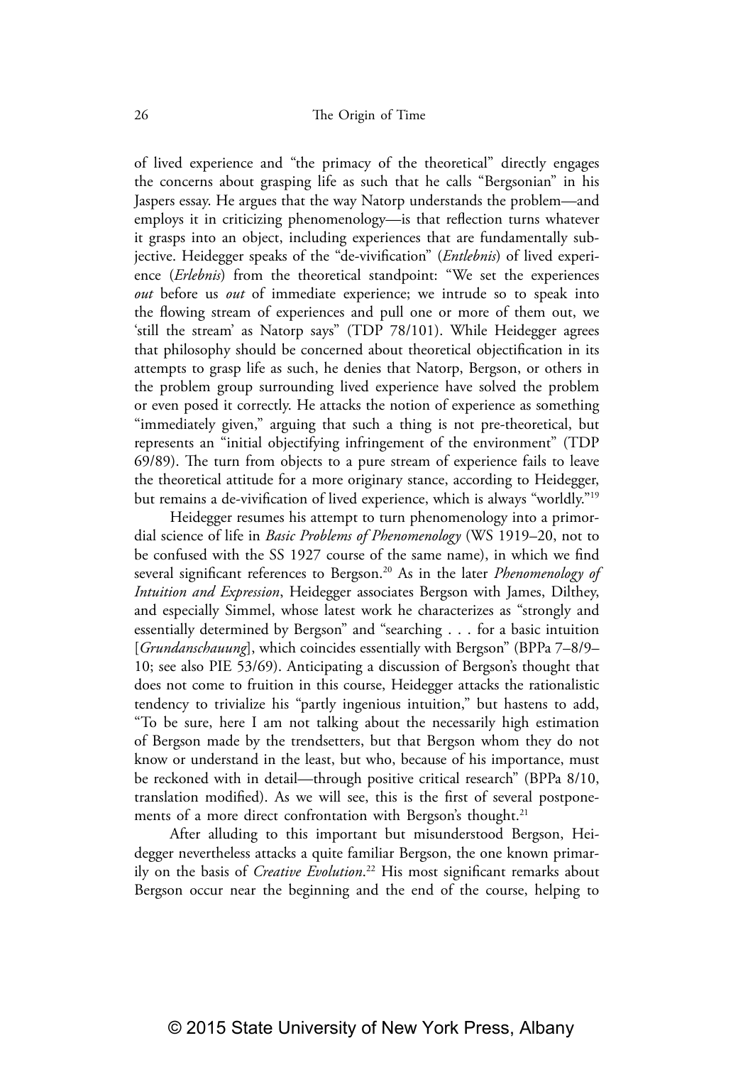of lived experience and "the primacy of the theoretical" directly engages the concerns about grasping life as such that he calls "Bergsonian" in his Jaspers essay. He argues that the way Natorp understands the problem—and employs it in criticizing phenomenology—is that reflection turns whatever it grasps into an object, including experiences that are fundamentally subjective. Heidegger speaks of the "de-vivification" (*Entlebnis*) of lived experience (*Erlebnis*) from the theoretical standpoint: "We set the experiences *out* before us *out* of immediate experience; we intrude so to speak into the flowing stream of experiences and pull one or more of them out, we 'still the stream' as Natorp says" (TDP 78/101). While Heidegger agrees that philosophy should be concerned about theoretical objectification in its attempts to grasp life as such, he denies that Natorp, Bergson, or others in the problem group surrounding lived experience have solved the problem or even posed it correctly. He attacks the notion of experience as something "immediately given," arguing that such a thing is not pre-theoretical, but represents an "initial objectifying infringement of the environment" (TDP 69/89). The turn from objects to a pure stream of experience fails to leave the theoretical attitude for a more originary stance, according to Heidegger, but remains a de-vivification of lived experience, which is always "worldly."[19]

Heidegger resumes his attempt to turn phenomenology into a primordial science of life in *Basic Problems of Phenomenology* (WS 1919–20, not to be confused with the SS 1927 course of the same name), in which we find several significant references to Bergson.[20] As in the later *Phenomenology of Intuition and Expression*, Heidegger associates Bergson with James, Dilthey, and especially Simmel, whose latest work he characterizes as "strongly and essentially determined by Bergson" and "searching . . . for a basic intuition [*Grundanschauung*], which coincides essentially with Bergson" (BPPa 7–8/9–10; see also PIE 53/69). Anticipating a discussion of Bergson's thought that does not come to fruition in this course, Heidegger attacks the rationalistic tendency to trivialize his "partly ingenious intuition," but hastens to add, "To be sure, here I am not talking about the necessarily high estimation of Bergson made by the trendsetters, but that Bergson whom they do not know or understand in the least, but who, because of his importance, must be reckoned with in detail—through positive critical research" (BPPa 8/10, translation modified). As we will see, this is the first of several postponements of a more direct confrontation with Bergson's thought.[21]

After alluding to this important but misunderstood Bergson, Heidegger nevertheless attacks a quite familiar Bergson, the one known primarily on the basis of *Creative Evolution*.[22] His most significant remarks about Bergson occur near the beginning and the end of the course, helping to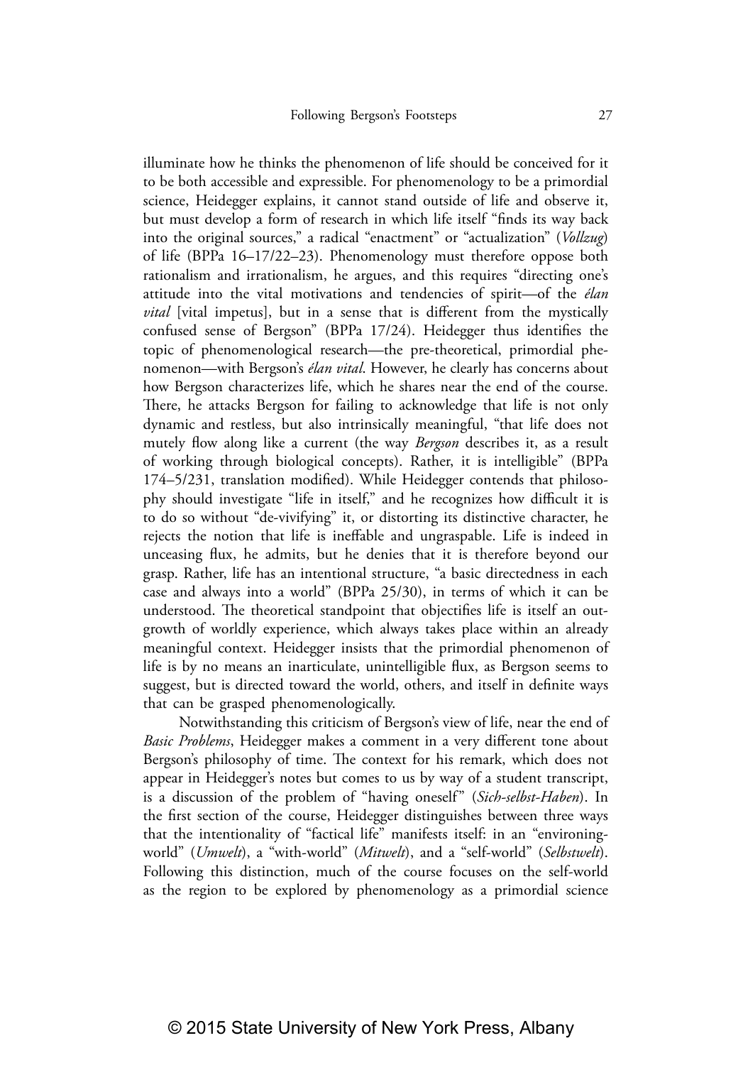illuminate how he thinks the phenomenon of life should be conceived for it to be both accessible and expressible. For phenomenology to be a primordial science, Heidegger explains, it cannot stand outside of life and observe it, but must develop a form of research in which life itself "finds its way back into the original sources," a radical "enactment" or "actualization" (*Vollzug*) of life (BPPa 16–17/22–23). Phenomenology must therefore oppose both rationalism and irrationalism, he argues, and this requires "directing one's attitude into the vital motivations and tendencies of spirit—of the *élan vital* [vital impetus], but in a sense that is different from the mystically confused sense of Bergson" (BPPa 17/24). Heidegger thus identifies the topic of phenomenological research—the pre-theoretical, primordial phenomenon—with Bergson's *élan vital*. However, he clearly has concerns about how Bergson characterizes life, which he shares near the end of the course. There, he attacks Bergson for failing to acknowledge that life is not only dynamic and restless, but also intrinsically meaningful, "that life does not mutely flow along like a current (the way *Bergson* describes it, as a result of working through biological concepts). Rather, it is intelligible" (BPPa 174–5/231, translation modified). While Heidegger contends that philosophy should investigate "life in itself," and he recognizes how difficult it is to do so without "de-vivifying" it, or distorting its distinctive character, he rejects the notion that life is ineffable and ungraspable. Life is indeed in unceasing flux, he admits, but he denies that it is therefore beyond our grasp. Rather, life has an intentional structure, "a basic directedness in each case and always into a world" (BPPa 25/30), in terms of which it can be understood. The theoretical standpoint that objectifies life is itself an outgrowth of worldly experience, which always takes place within an already meaningful context. Heidegger insists that the primordial phenomenon of life is by no means an inarticulate, unintelligible flux, as Bergson seems to suggest, but is directed toward the world, others, and itself in definite ways that can be grasped phenomenologically.

Notwithstanding this criticism of Bergson's view of life, near the end of *Basic Problems*, Heidegger makes a comment in a very different tone about Bergson's philosophy of time. The context for his remark, which does not appear in Heidegger's notes but comes to us by way of a student transcript, is a discussion of the problem of "having oneself" (*Sich-selbst-Haben*). In the first section of the course, Heidegger distinguishes between three ways that the intentionality of "factical life" manifests itself: in an "environing-world" (*Umwelt*), a "with-world" (*Mitwelt*), and a "self-world" (*Selbstwelt*). Following this distinction, much of the course focuses on the self-world as the region to be explored by phenomenology as a primordial science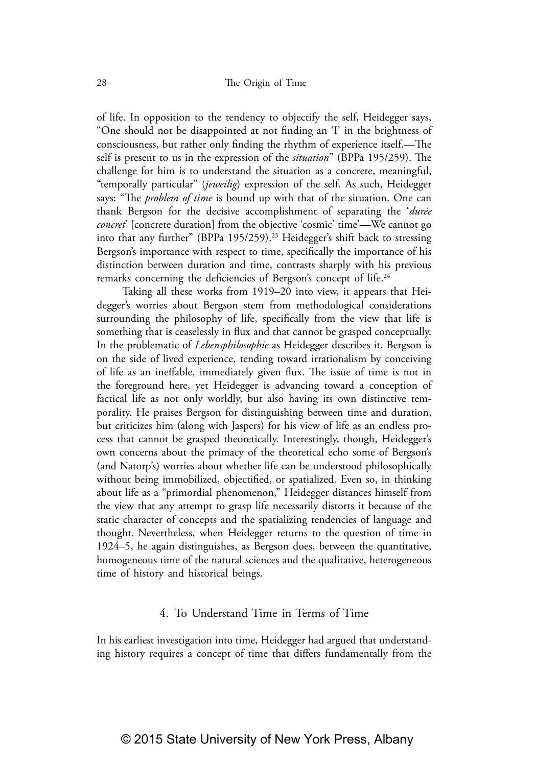of life. In opposition to the tendency to objectify the self, Heidegger says, "One should not be disappointed at not finding an 'I' in the brightness of consciousness, but rather only finding the rhythm of experience itself.—The self is present to us in the expression of the *situation*" (BPPa 195/259). The challenge for him is to understand the situation as a concrete, meaningful, "temporally particular" (*jeweilig*) expression of the self. As such, Heidegger says: "The *problem of time* is bound up with that of the situation. One can thank Bergson for the decisive accomplishment of separating the '*durée concret*' [concrete duration] from the objective 'cosmic' time'—We cannot go into that any further" (BPPa 195/259).[23] Heidegger's shift back to stressing Bergson's importance with respect to time, specifically the importance of his distinction between duration and time, contrasts sharply with his previous remarks concerning the deficiencies of Bergson's concept of life.[24]

Taking all these works from 1919–20 into view, it appears that Heidegger's worries about Bergson stem from methodological considerations surrounding the philosophy of life, specifically from the view that life is something that is ceaselessly in flux and that cannot be grasped conceptually. In the problematic of *Lebensphilosophie* as Heidegger describes it, Bergson is on the side of lived experience, tending toward irrationalism by conceiving of life as an ineffable, immediately given flux. The issue of time is not in the foreground here, yet Heidegger is advancing toward a conception of factical life as not only worldly, but also having its own distinctive temporality. He praises Bergson for distinguishing between time and duration, but criticizes him (along with Jaspers) for his view of life as an endless process that cannot be grasped theoretically. Interestingly, though, Heidegger's own concerns about the primacy of the theoretical echo some of Bergson's (and Natorp's) worries about whether life can be understood philosophically without being immobilized, objectified, or spatialized. Even so, in thinking about life as a "primordial phenomenon," Heidegger distances himself from the view that any attempt to grasp life necessarily distorts it because of the static character of concepts and the spatializing tendencies of language and thought. Nevertheless, when Heidegger returns to the question of time in 1924–5, he again distinguishes, as Bergson does, between the quantitative, homogeneous time of the natural sciences and the qualitative, heterogeneous time of history and historical beings.

## 4. To Understand Time in Terms of Time

In his earliest investigation into time, Heidegger had argued that understanding history requires a concept of time that differs fundamentally from the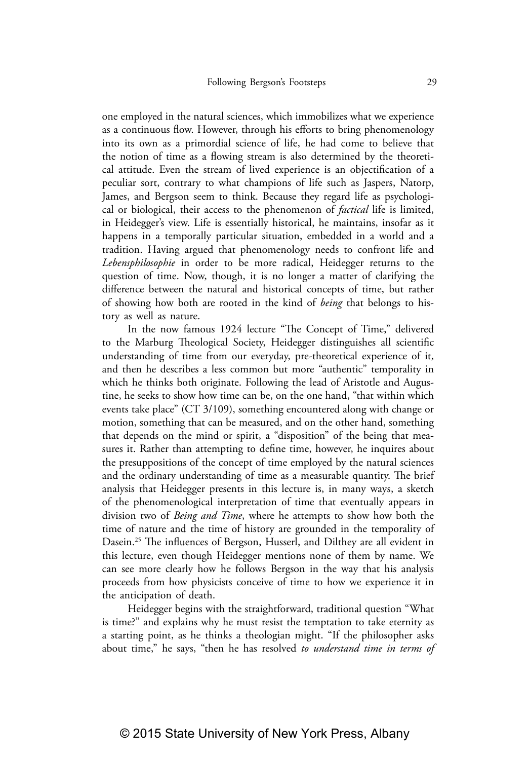one employed in the natural sciences, which immobilizes what we experience as a continuous flow. However, through his efforts to bring phenomenology into its own as a primordial science of life, he had come to believe that the notion of time as a flowing stream is also determined by the theoretical attitude. Even the stream of lived experience is an objectification of a peculiar sort, contrary to what champions of life such as Jaspers, Natorp, James, and Bergson seem to think. Because they regard life as psychological or biological, their access to the phenomenon of *factical* life is limited, in Heidegger's view. Life is essentially historical, he maintains, insofar as it happens in a temporally particular situation, embedded in a world and a tradition. Having argued that phenomenology needs to confront life and *Lebensphilosophie* in order to be more radical, Heidegger returns to the question of time. Now, though, it is no longer a matter of clarifying the difference between the natural and historical concepts of time, but rather of showing how both are rooted in the kind of *being* that belongs to history as well as nature.

In the now famous 1924 lecture "The Concept of Time," delivered to the Marburg Theological Society, Heidegger distinguishes all scientific understanding of time from our everyday, pre-theoretical experience of it, and then he describes a less common but more "authentic" temporality in which he thinks both originate. Following the lead of Aristotle and Augustine, he seeks to show how time can be, on the one hand, "that within which events take place" (CT 3/109), something encountered along with change or motion, something that can be measured, and on the other hand, something that depends on the mind or spirit, a "disposition" of the being that measures it. Rather than attempting to define time, however, he inquires about the presuppositions of the concept of time employed by the natural sciences and the ordinary understanding of time as a measurable quantity. The brief analysis that Heidegger presents in this lecture is, in many ways, a sketch of the phenomenological interpretation of time that eventually appears in division two of *Being and Time*, where he attempts to show how both the time of nature and the time of history are grounded in the temporality of Dasein.[25] The influences of Bergson, Husserl, and Dilthey are all evident in this lecture, even though Heidegger mentions none of them by name. We can see more clearly how he follows Bergson in the way that his analysis proceeds from how physicists conceive of time to how we experience it in the anticipation of death.

Heidegger begins with the straightforward, traditional question "What is time?" and explains why he must resist the temptation to take eternity as a starting point, as he thinks a theologian might. "If the philosopher asks about time," he says, "then he has resolved *to understand time in terms of*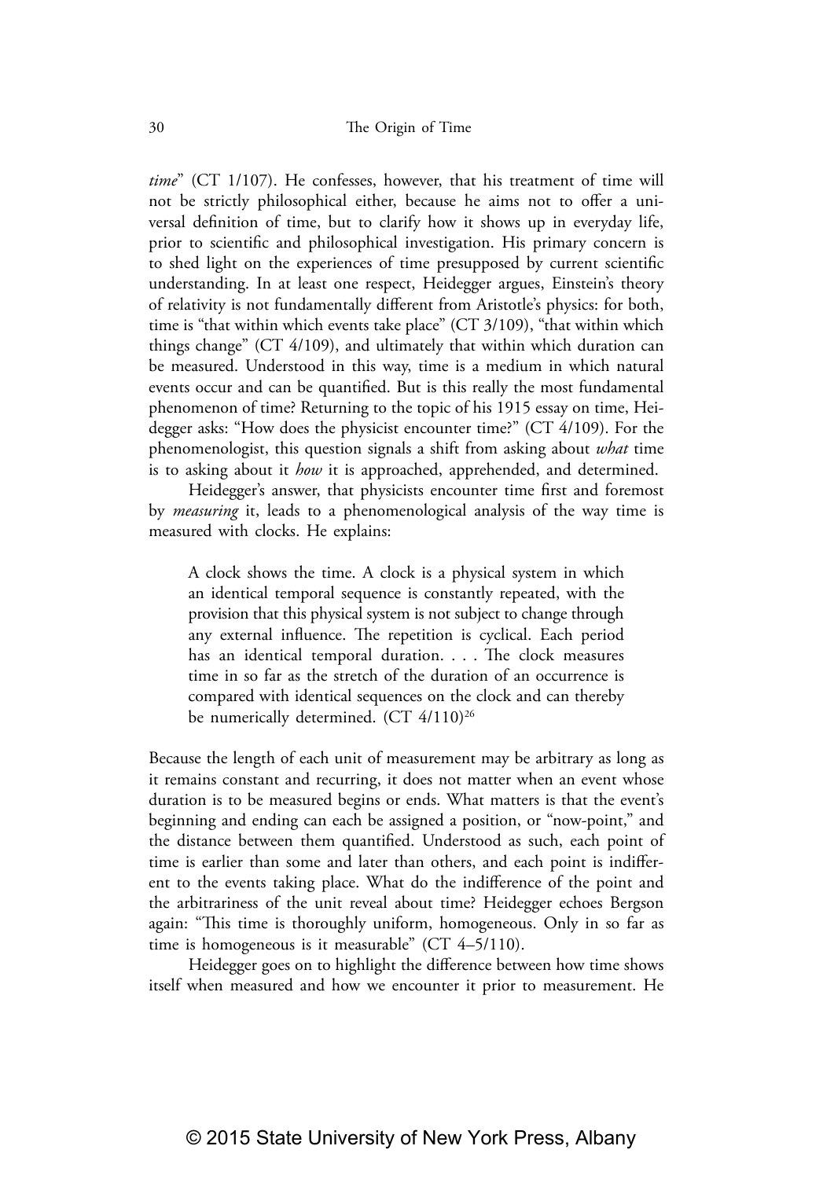*time*" (CT 1/107). He confesses, however, that his treatment of time will not be strictly philosophical either, because he aims not to offer a universal definition of time, but to clarify how it shows up in everyday life, prior to scientific and philosophical investigation. His primary concern is to shed light on the experiences of time presupposed by current scientific understanding. In at least one respect, Heidegger argues, Einstein's theory of relativity is not fundamentally different from Aristotle's physics: for both, time is "that within which events take place" (CT 3/109), "that within which things change" (CT 4/109), and ultimately that within which duration can be measured. Understood in this way, time is a medium in which natural events occur and can be quantified. But is this really the most fundamental phenomenon of time? Returning to the topic of his 1915 essay on time, Heidegger asks: "How does the physicist encounter time?" (CT 4/109). For the phenomenologist, this question signals a shift from asking about *what* time is to asking about it *how* it is approached, apprehended, and determined.

Heidegger's answer, that physicists encounter time first and foremost by *measuring* it, leads to a phenomenological analysis of the way time is measured with clocks. He explains:

> A clock shows the time. A clock is a physical system in which an identical temporal sequence is constantly repeated, with the provision that this physical system is not subject to change through any external influence. The repetition is cyclical. Each period has an identical temporal duration. . . . The clock measures time in so far as the stretch of the duration of an occurrence is compared with identical sequences on the clock and can thereby be numerically determined. (CT 4/110)[26]

Because the length of each unit of measurement may be arbitrary as long as it remains constant and recurring, it does not matter when an event whose duration is to be measured begins or ends. What matters is that the event's beginning and ending can each be assigned a position, or "now-point," and the distance between them quantified. Understood as such, each point of time is earlier than some and later than others, and each point is indifferent to the events taking place. What do the indifference of the point and the arbitrariness of the unit reveal about time? Heidegger echoes Bergson again: "This time is thoroughly uniform, homogeneous. Only in so far as time is homogeneous is it measurable" (CT 4–5/110).

Heidegger goes on to highlight the difference between how time shows itself when measured and how we encounter it prior to measurement. He